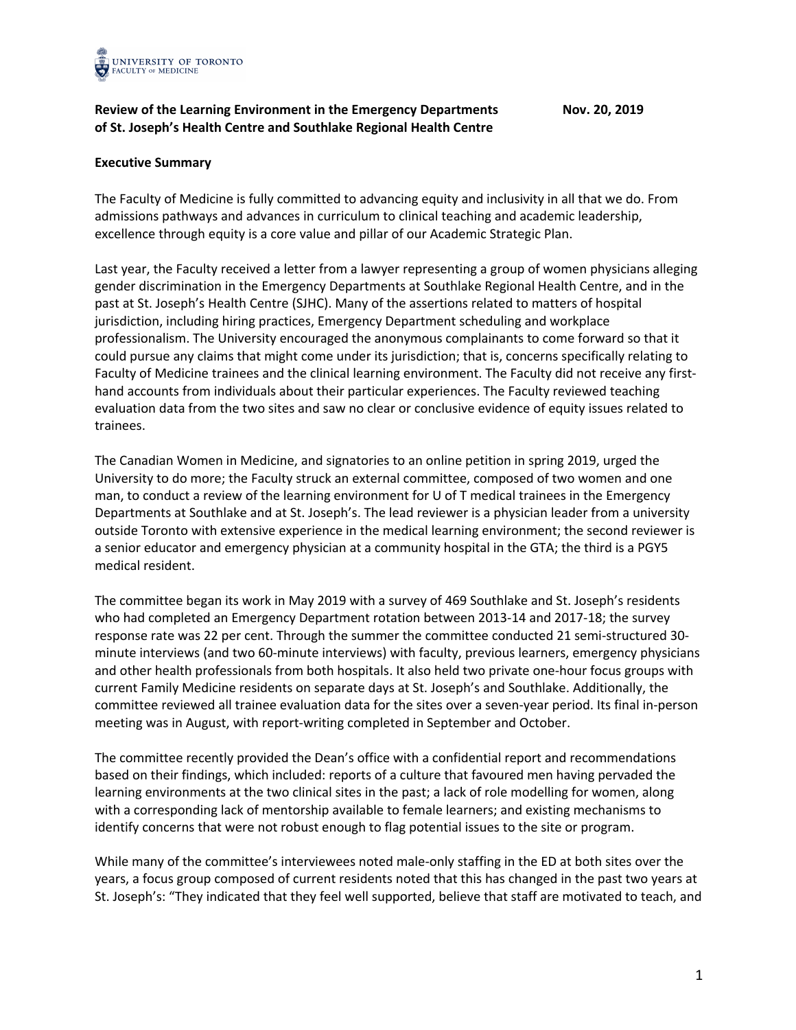**Review of the Learning Environment in the Emergency Departments of St. Joseph's Health Centre and Southlake Regional Health Centre** — Nov. 20, 2019

**Executive Summary**

The Faculty of Medicine is fully committed to advancing equity and inclusivity in all that we do. From admissions pathways and advances in curriculum to clinical teaching and academic leadership, excellence through equity is a core value and pillar of our Academic Strategic Plan.

Last year, the Faculty received a letter from a lawyer representing a group of women physicians alleging gender discrimination in the Emergency Departments at Southlake Regional Health Centre, and in the past at St. Joseph's Health Centre (SJHC). Many of the assertions related to matters of hospital jurisdiction, including hiring practices, Emergency Department scheduling and workplace professionalism. The University encouraged the anonymous complainants to come forward so that it could pursue any claims that might come under its jurisdiction; that is, concerns specifically relating to Faculty of Medicine trainees and the clinical learning environment. The Faculty did not receive any first-hand accounts from individuals about their particular experiences. The Faculty reviewed teaching evaluation data from the two sites and saw no clear or conclusive evidence of equity issues related to trainees.

The Canadian Women in Medicine, and signatories to an online petition in spring 2019, urged the University to do more; the Faculty struck an external committee, composed of two women and one man, to conduct a review of the learning environment for U of T medical trainees in the Emergency Departments at Southlake and at St. Joseph's. The lead reviewer is a physician leader from a university outside Toronto with extensive experience in the medical learning environment; the second reviewer is a senior educator and emergency physician at a community hospital in the GTA; the third is a PGY5 medical resident.

The committee began its work in May 2019 with a survey of 469 Southlake and St. Joseph's residents who had completed an Emergency Department rotation between 2013-14 and 2017-18; the survey response rate was 22 per cent. Through the summer the committee conducted 21 semi-structured 30-minute interviews (and two 60-minute interviews) with faculty, previous learners, emergency physicians and other health professionals from both hospitals. It also held two private one-hour focus groups with current Family Medicine residents on separate days at St. Joseph's and Southlake. Additionally, the committee reviewed all trainee evaluation data for the sites over a seven-year period. Its final in-person meeting was in August, with report-writing completed in September and October.

The committee recently provided the Dean's office with a confidential report and recommendations based on their findings, which included: reports of a culture that favoured men having pervaded the learning environments at the two clinical sites in the past; a lack of role modelling for women, along with a corresponding lack of mentorship available to female learners; and existing mechanisms to identify concerns that were not robust enough to flag potential issues to the site or program.

While many of the committee's interviewees noted male-only staffing in the ED at both sites over the years, a focus group composed of current residents noted that this has changed in the past two years at St. Joseph's: "They indicated that they feel well supported, believe that staff are motivated to teach, and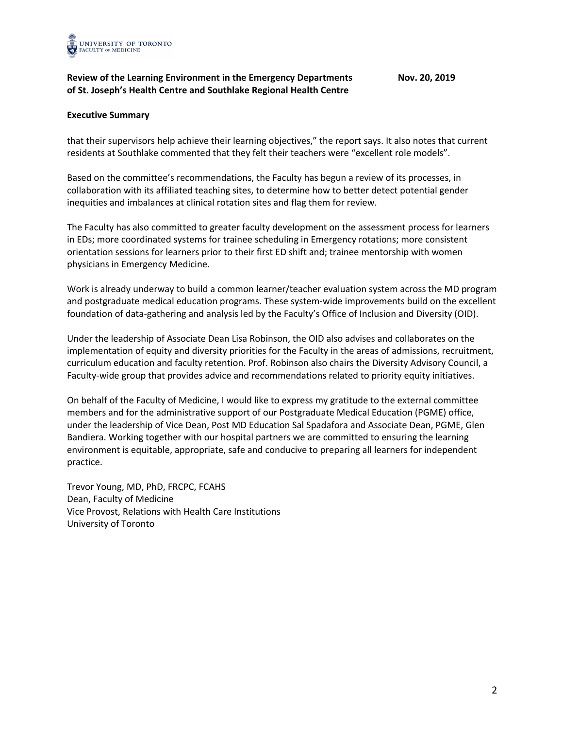**Review of the Learning Environment in the Emergency Departments of St. Joseph's Health Centre and Southlake Regional Health Centre** **Nov. 20, 2019**

**Executive Summary**

that their supervisors help achieve their learning objectives," the report says. It also notes that current residents at Southlake commented that they felt their teachers were "excellent role models".

Based on the committee's recommendations, the Faculty has begun a review of its processes, in collaboration with its affiliated teaching sites, to determine how to better detect potential gender inequities and imbalances at clinical rotation sites and flag them for review.

The Faculty has also committed to greater faculty development on the assessment process for learners in EDs; more coordinated systems for trainee scheduling in Emergency rotations; more consistent orientation sessions for learners prior to their first ED shift and; trainee mentorship with women physicians in Emergency Medicine.

Work is already underway to build a common learner/teacher evaluation system across the MD program and postgraduate medical education programs. These system-wide improvements build on the excellent foundation of data-gathering and analysis led by the Faculty's Office of Inclusion and Diversity (OID).

Under the leadership of Associate Dean Lisa Robinson, the OID also advises and collaborates on the implementation of equity and diversity priorities for the Faculty in the areas of admissions, recruitment, curriculum education and faculty retention. Prof. Robinson also chairs the Diversity Advisory Council, a Faculty-wide group that provides advice and recommendations related to priority equity initiatives.

On behalf of the Faculty of Medicine, I would like to express my gratitude to the external committee members and for the administrative support of our Postgraduate Medical Education (PGME) office, under the leadership of Vice Dean, Post MD Education Sal Spadafora and Associate Dean, PGME, Glen Bandiera. Working together with our hospital partners we are committed to ensuring the learning environment is equitable, appropriate, safe and conducive to preparing all learners for independent practice.

Trevor Young, MD, PhD, FRCPC, FCAHS
Dean, Faculty of Medicine
Vice Provost, Relations with Health Care Institutions
University of Toronto